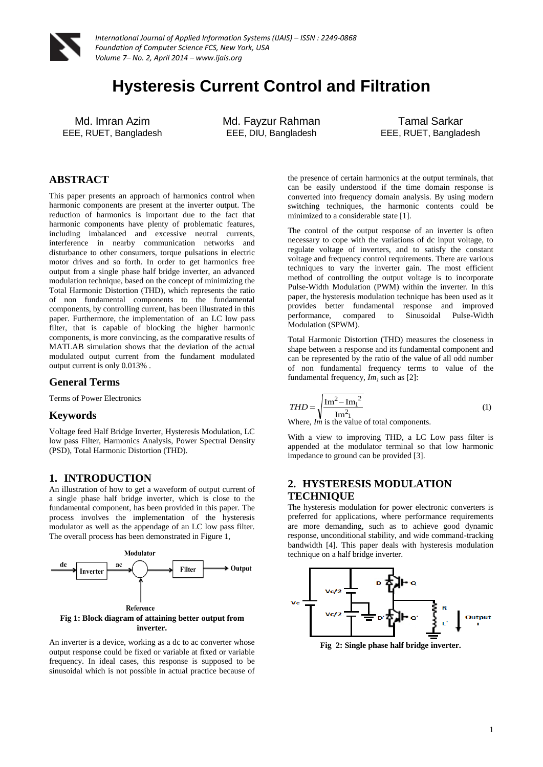# Hysteresis Current Control and Filtration

Md. Imran Azim
EEE, RUET, Bangladesh

Md. Fayzur Rahman
EEE, DIU, Bangladesh

Tamal Sarkar
EEE, RUET, Bangladesh

## ABSTRACT

This paper presents an approach of harmonics control when harmonic components are present at the inverter output. The reduction of harmonics is important due to the fact that harmonic components have plenty of problematic features, including imbalanced and excessive neutral currents, interference in nearby communication networks and disturbance to other consumers, torque pulsations in electric motor drives and so forth. In order to get harmonics free output from a single phase half bridge inverter, an advanced modulation technique, based on the concept of minimizing the Total Harmonic Distortion (THD), which represents the ratio of non fundamental components to the fundamental components, by controlling current, has been illustrated in this paper. Furthermore, the implementation of an LC low pass filter, that is capable of blocking the higher harmonic components, is more convincing, as the comparative results of MATLAB simulation shows that the deviation of the actual modulated output current from the fundament modulated output current is only 0.013% .

## General Terms

Terms of Power Electronics

## Keywords

Voltage feed Half Bridge Inverter, Hysteresis Modulation, LC low pass Filter, Harmonics Analysis, Power Spectral Density (PSD), Total Harmonic Distortion (THD).

## 1. INTRODUCTION

An illustration of how to get a waveform of output current of a single phase half bridge inverter, which is close to the fundamental component, has been provided in this paper. The process involves the implementation of the hysteresis modulator as well as the appendage of an LC low pass filter. The overall process has been demonstrated in Figure 1,

**Fig 1: Block diagram of attaining better output from inverter.**

An inverter is a device, working as a dc to ac converter whose output response could be fixed or variable at fixed or variable frequency. In ideal cases, this response is supposed to be sinusoidal which is not possible in actual practice because of the presence of certain harmonics at the output terminals, that can be easily understood if the time domain response is converted into frequency domain analysis. By using modern switching techniques, the harmonic contents could be minimized to a considerable state [1].

The control of the output response of an inverter is often necessary to cope with the variations of dc input voltage, to regulate voltage of inverters, and to satisfy the constant voltage and frequency control requirements. There are various techniques to vary the inverter gain. The most efficient method of controlling the output voltage is to incorporate Pulse-Width Modulation (PWM) within the inverter. In this paper, the hysteresis modulation technique has been used as it provides better fundamental response and improved performance, compared to Sinusoidal Pulse-Width Modulation (SPWM).

Total Harmonic Distortion (THD) measures the closeness in shape between a response and its fundamental component and can be represented by the ratio of the value of all odd number of non fundamental frequency terms to value of the fundamental frequency, $Im_1$ such as [2]:

$$THD = \sqrt{\frac{\mathrm{Im}^2 - \mathrm{Im}_1{}^2}{\mathrm{Im}^2_1}} \tag{1}$$

Where, $Im$ is the value of total components.

With a view to improving THD, a LC Low pass filter is appended at the modulator terminal so that low harmonic impedance to ground can be provided [3].

## 2. HYSTERESIS MODULATION TECHNIQUE

The hysteresis modulation for power electronic converters is preferred for applications, where performance requirements are more demanding, such as to achieve good dynamic response, unconditional stability, and wide command-tracking bandwidth [4]. This paper deals with hysteresis modulation technique on a half bridge inverter.

**Fig 2: Single phase half bridge inverter.**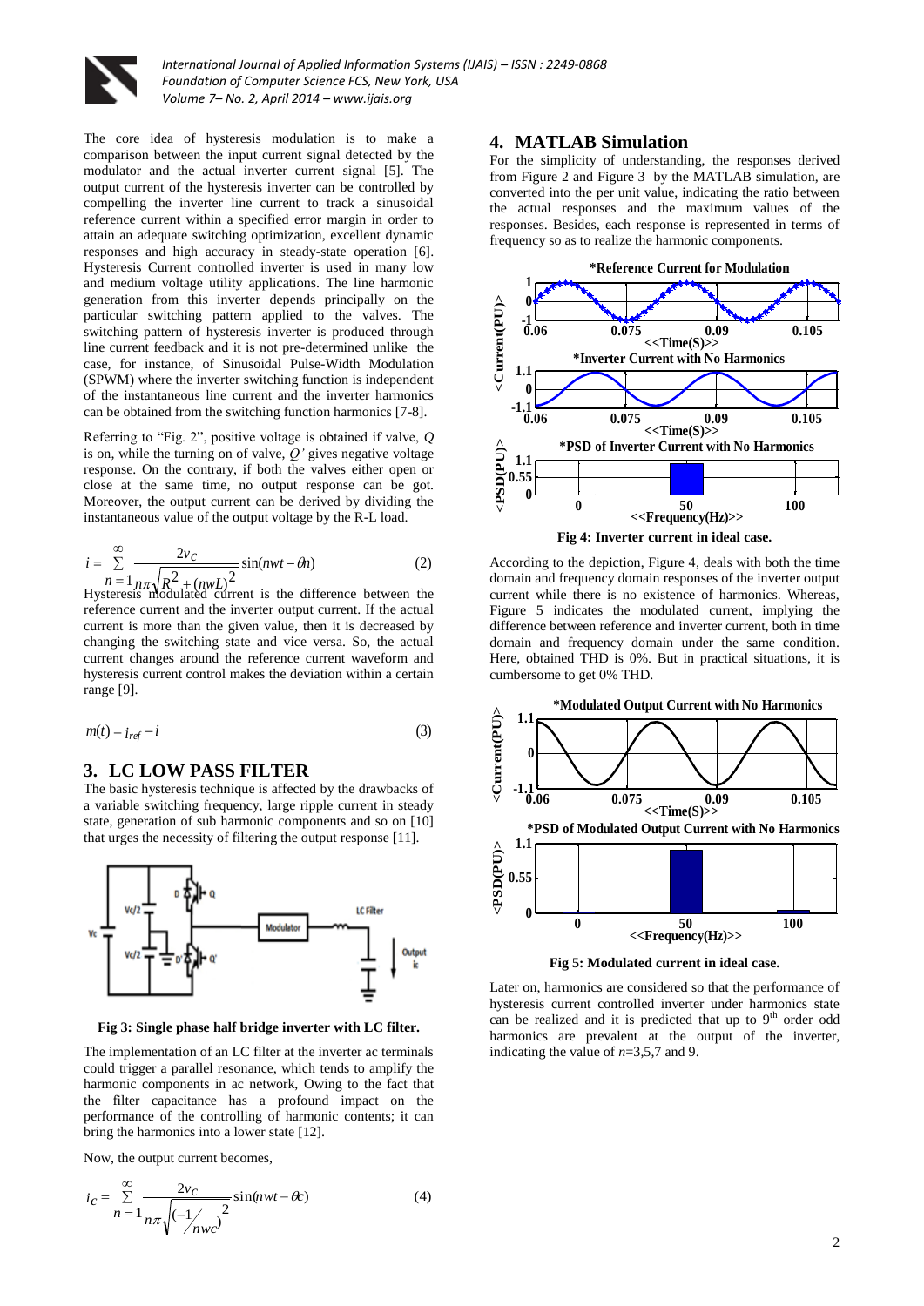The core idea of hysteresis modulation is to make a comparison between the input current signal detected by the modulator and the actual inverter current signal [5]. The output current of the hysteresis inverter can be controlled by compelling the inverter line current to track a sinusoidal reference current within a specified error margin in order to attain an adequate switching optimization, excellent dynamic responses and high accuracy in steady-state operation [6]. Hysteresis Current controlled inverter is used in many low and medium voltage utility applications. The line harmonic generation from this inverter depends principally on the particular switching pattern applied to the valves. The switching pattern of hysteresis inverter is produced through line current feedback and it is not pre-determined unlike the case, for instance, of Sinusoidal Pulse-Width Modulation (SPWM) where the inverter switching function is independent of the instantaneous line current and the inverter harmonics can be obtained from the switching function harmonics [7-8].

Referring to “Fig. 2”, positive voltage is obtained if valve, *Q* is on, while the turning on of valve, *Q'* gives negative voltage response. On the contrary, if both the valves either open or close at the same time, no output response can be got. Moreover, the output current can be derived by dividing the instantaneous value of the output voltage by the R-L load.

$$i = \sum_{n=1}^{\infty} \frac{2v_C}{n\pi\sqrt{R^2 + (nwL)^2}} \sin(nwt - \theta n) \tag{2}$$

Hysteresis modulated current is the difference between the reference current and the inverter output current. If the actual current is more than the given value, then it is decreased by changing the switching state and vice versa. So, the actual current changes around the reference current waveform and hysteresis current control makes the deviation within a certain range [9].

$$m(t) = i_{ref} - i \tag{3}$$

## 3. LC LOW PASS FILTER

The basic hysteresis technique is affected by the drawbacks of a variable switching frequency, large ripple current in steady state, generation of sub harmonic components and so on [10] that urges the necessity of filtering the output response [11].

**Fig 3: Single phase half bridge inverter with LC filter.**

The implementation of an LC filter at the inverter ac terminals could trigger a parallel resonance, which tends to amplify the harmonic components in ac network, Owing to the fact that the filter capacitance has a profound impact on the performance of the controlling of harmonic contents; it can bring the harmonics into a lower state [12].

Now, the output current becomes,

$$i_C = \sum_{n=1}^{\infty} \frac{2v_C}{n\pi\sqrt{\left(-1/_{nwc}\right)^2}} \sin(nwt - \theta c) \tag{4}$$

## 4. MATLAB Simulation

For the simplicity of understanding, the responses derived from Figure 2 and Figure 3 by the MATLAB simulation, are converted into the per unit value, indicating the ratio between the actual responses and the maximum values of the responses. Besides, each response is represented in terms of frequency so as to realize the harmonic components.

**Fig 4: Inverter current in ideal case.**

According to the depiction, Figure 4, deals with both the time domain and frequency domain responses of the inverter output current while there is no existence of harmonics. Whereas, Figure 5 indicates the modulated current, implying the difference between reference and inverter current, both in time domain and frequency domain under the same condition. Here, obtained THD is 0%. But in practical situations, it is cumbersome to get 0% THD.

**Fig 5: Modulated current in ideal case.**

Later on, harmonics are considered so that the performance of hysteresis current controlled inverter under harmonics state can be realized and it is predicted that up to 9th order odd harmonics are prevalent at the output of the inverter, indicating the value of $n$=3,5,7 and 9.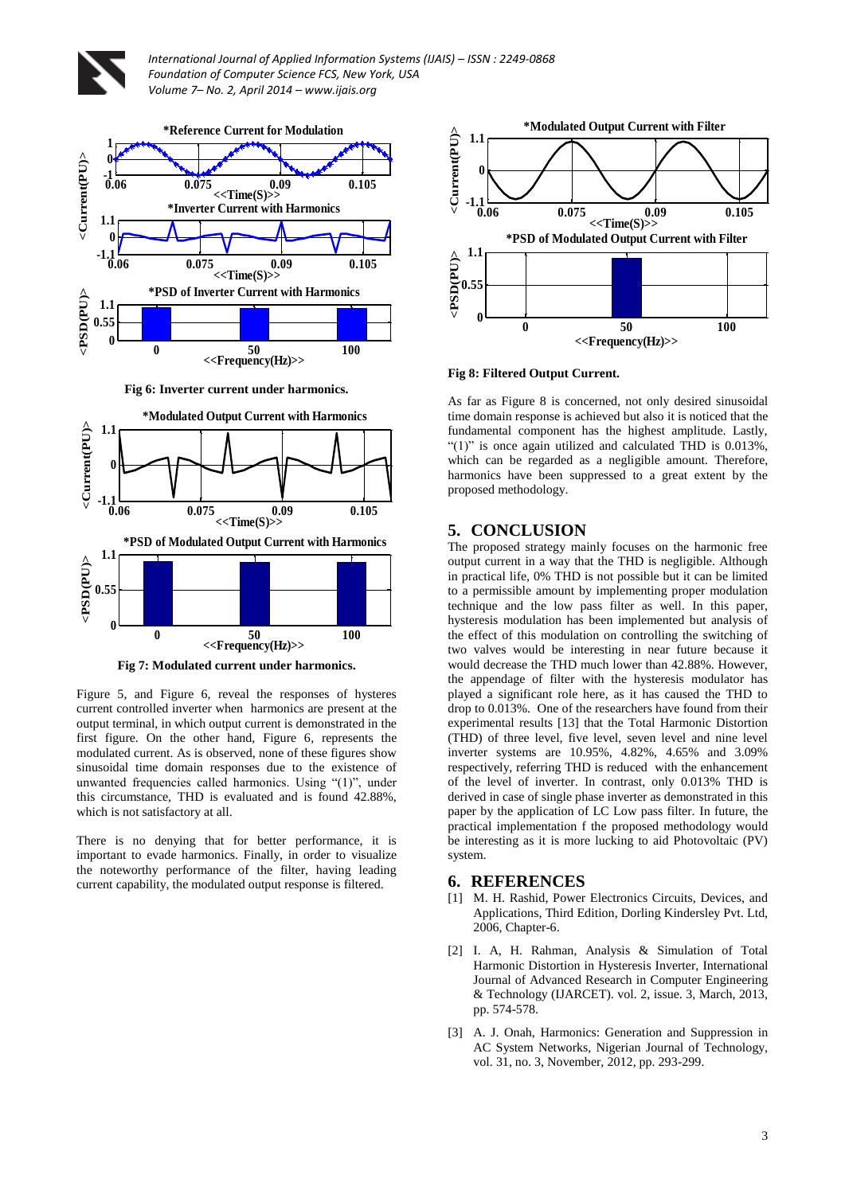Fig 6: Inverter current under harmonics.

Fig 7: Modulated current under harmonics.

Figure 5, and Figure 6, reveal the responses of hysteres current controlled inverter when harmonics are present at the output terminal, in which output current is demonstrated in the first figure. On the other hand, Figure 6, represents the modulated current. As is observed, none of these figures show sinusoidal time domain responses due to the existence of unwanted frequencies called harmonics. Using "(1)", under this circumstance, THD is evaluated and is found 42.88%, which is not satisfactory at all.

There is no denying that for better performance, it is important to evade harmonics. Finally, in order to visualize the noteworthy performance of the filter, having leading current capability, the modulated output response is filtered.

Fig 8: Filtered Output Current.

As far as Figure 8 is concerned, not only desired sinusoidal time domain response is achieved but also it is noticed that the fundamental component has the highest amplitude. Lastly, "(1)" is once again utilized and calculated THD is 0.013%, which can be regarded as a negligible amount. Therefore, harmonics have been suppressed to a great extent by the proposed methodology.

## 5. CONCLUSION

The proposed strategy mainly focuses on the harmonic free output current in a way that the THD is negligible. Although in practical life, 0% THD is not possible but it can be limited to a permissible amount by implementing proper modulation technique and the low pass filter as well. In this paper, hysteresis modulation has been implemented but analysis of the effect of this modulation on controlling the switching of two valves would be interesting in near future because it would decrease the THD much lower than 42.88%. However, the appendage of filter with the hysteresis modulator has played a significant role here, as it has caused the THD to drop to 0.013%. One of the researchers have found from their experimental results [13] that the Total Harmonic Distortion (THD) of three level, five level, seven level and nine level inverter systems are 10.95%, 4.82%, 4.65% and 3.09% respectively, referring THD is reduced with the enhancement of the level of inverter. In contrast, only 0.013% THD is derived in case of single phase inverter as demonstrated in this paper by the application of LC Low pass filter. In future, the practical implementation f the proposed methodology would be interesting as it is more lucking to aid Photovoltaic (PV) system.

## 6. REFERENCES

[1] M. H. Rashid, Power Electronics Circuits, Devices, and Applications, Third Edition, Dorling Kindersley Pvt. Ltd, 2006, Chapter-6.

[2] I. A, H. Rahman, Analysis & Simulation of Total Harmonic Distortion in Hysteresis Inverter, International Journal of Advanced Research in Computer Engineering & Technology (IJARCET). vol. 2, issue. 3, March, 2013, pp. 574-578.

[3] A. J. Onah, Harmonics: Generation and Suppression in AC System Networks, Nigerian Journal of Technology, vol. 31, no. 3, November, 2012, pp. 293-299.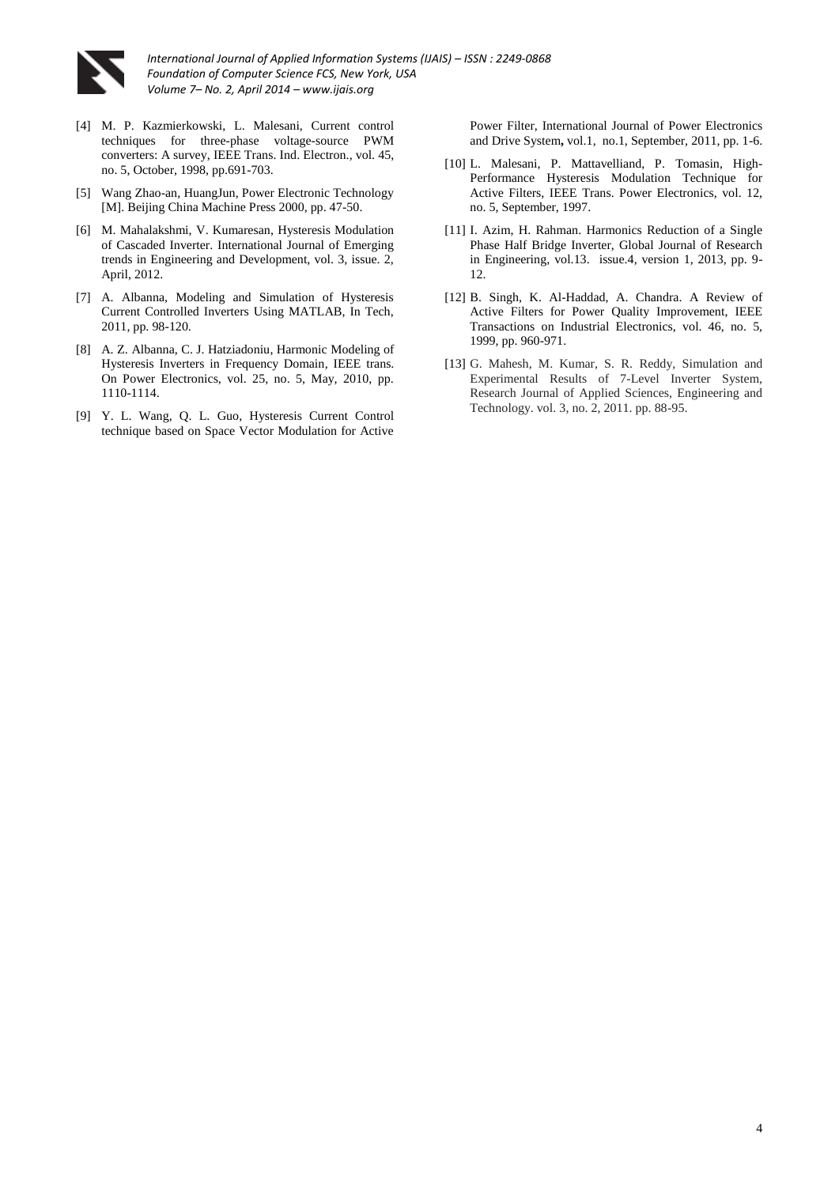[4] M. P. Kazmierkowski, L. Malesani, Current control techniques for three-phase voltage-source PWM converters: A survey, IEEE Trans. Ind. Electron., vol. 45, no. 5, October, 1998, pp.691-703.

[5] Wang Zhao-an, HuangJun, Power Electronic Technology [M]. Beijing China Machine Press 2000, pp. 47-50.

[6] M. Mahalakshmi, V. Kumaresan, Hysteresis Modulation of Cascaded Inverter. International Journal of Emerging trends in Engineering and Development, vol. 3, issue. 2, April, 2012.

[7] A. Albanna, Modeling and Simulation of Hysteresis Current Controlled Inverters Using MATLAB, In Tech, 2011, pp. 98-120.

[8] A. Z. Albanna, C. J. Hatziadoniu, Harmonic Modeling of Hysteresis Inverters in Frequency Domain, IEEE trans. On Power Electronics, vol. 25, no. 5, May, 2010, pp. 1110-1114.

[9] Y. L. Wang, Q. L. Guo, Hysteresis Current Control technique based on Space Vector Modulation for Active Power Filter, International Journal of Power Electronics and Drive System**,** vol.1, no.1, September, 2011, pp. 1-6.

[10] L. Malesani, P. Mattavelliand, P. Tomasin, High-Performance Hysteresis Modulation Technique for Active Filters, IEEE Trans. Power Electronics, vol. 12, no. 5, September, 1997.

[11] I. Azim, H. Rahman. Harmonics Reduction of a Single Phase Half Bridge Inverter, Global Journal of Research in Engineering, vol.13. issue.4, version 1, 2013, pp. 9-12.

[12] B. Singh, K. Al-Haddad, A. Chandra. A Review of Active Filters for Power Quality Improvement, IEEE Transactions on Industrial Electronics, vol. 46, no. 5, 1999, pp. 960-971.

[13] G. Mahesh, M. Kumar, S. R. Reddy, Simulation and Experimental Results of 7-Level Inverter System, Research Journal of Applied Sciences, Engineering and Technology. vol. 3, no. 2, 2011. pp. 88-95.